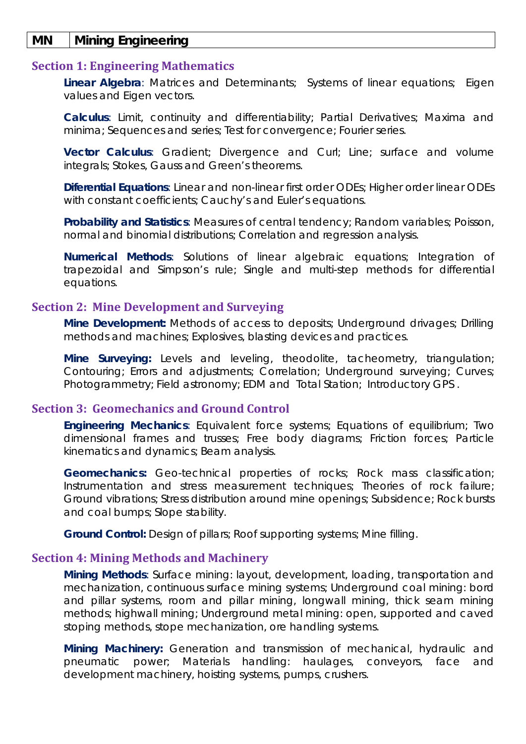| MN | Mining Engineering |
|---|---|

## Section 1: Engineering Mathematics

**Linear Algebra**: Matrices and Determinants; Systems of linear equations; Eigen values and Eigen vectors.

**Calculus**: Limit, continuity and differentiability; Partial Derivatives; Maxima and minima; Sequences and series; Test for convergence; Fourier series.

**Vector Calculus**: Gradient; Divergence and Curl; Line; surface and volume integrals; Stokes, Gauss and Green's theorems.

**Diferential Equations**: Linear and non-linear first order ODEs; Higher order linear ODEs with constant coefficients; Cauchy's and Euler's equations.

**Probability and Statistics**: Measures of central tendency; Random variables; Poisson, normal and binomial distributions; Correlation and regression analysis.

**Numerical Methods**: Solutions of linear algebraic equations; Integration of trapezoidal and Simpson's rule; Single and multi-step methods for differential equations.

## Section 2: Mine Development and Surveying

**Mine Development:** Methods of access to deposits; Underground drivages; Drilling methods and machines; Explosives, blasting devices and practices.

**Mine Surveying:** Levels and leveling, theodolite, tacheometry, triangulation; Contouring; Errors and adjustments; Correlation; Underground surveying; Curves; Photogrammetry; Field astronomy; EDM and Total Station; Introductory GPS .

## Section 3: Geomechanics and Ground Control

**Engineering Mechanics**: Equivalent force systems; Equations of equilibrium; Two dimensional frames and trusses; Free body diagrams; Friction forces; Particle kinematics and dynamics; Beam analysis.

**Geomechanics:** Geo-technical properties of rocks; Rock mass classification; Instrumentation and stress measurement techniques; Theories of rock failure; Ground vibrations; Stress distribution around mine openings; Subsidence; Rock bursts and coal bumps; Slope stability.

**Ground Control:** Design of pillars; Roof supporting systems; Mine filling.

## Section 4: Mining Methods and Machinery

**Mining Methods**: Surface mining: layout, development, loading, transportation and mechanization, continuous surface mining systems; Underground coal mining: bord and pillar systems, room and pillar mining, longwall mining, thick seam mining methods; highwall mining; Underground metal mining: open, supported and caved stoping methods, stope mechanization, ore handling systems.

**Mining Machinery:** Generation and transmission of mechanical, hydraulic and pneumatic power; Materials handling: haulages, conveyors, face and development machinery, hoisting systems, pumps, crushers.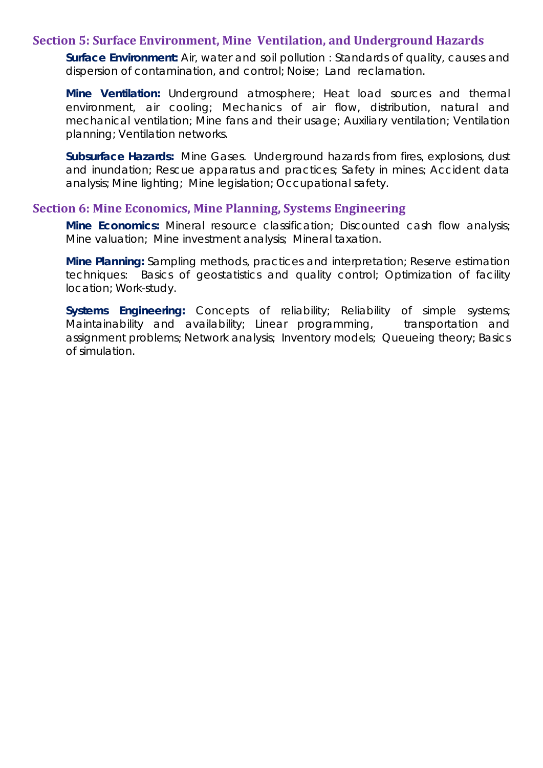## Section 5: Surface Environment, Mine Ventilation, and Underground Hazards

**Surface Environment:** Air, water and soil pollution : Standards of quality, causes and dispersion of contamination, and control; Noise; Land reclamation.

**Mine Ventilation:** Underground atmosphere; Heat load sources and thermal environment, air cooling; Mechanics of air flow, distribution, natural and mechanical ventilation; Mine fans and their usage; Auxiliary ventilation; Ventilation planning; Ventilation networks.

**Subsurface Hazards:** Mine Gases. Underground hazards from fires, explosions, dust and inundation; Rescue apparatus and practices; Safety in mines; Accident data analysis; Mine lighting; Mine legislation; Occupational safety.

## Section 6: Mine Economics, Mine Planning, Systems Engineering

**Mine Economics:** Mineral resource classification; Discounted cash flow analysis; Mine valuation; Mine investment analysis; Mineral taxation.

**Mine Planning:** Sampling methods, practices and interpretation; Reserve estimation techniques: Basics of geostatistics and quality control; Optimization of facility location; Work-study.

**Systems Engineering:** Concepts of reliability; Reliability of simple systems; Maintainability and availability; Linear programming, transportation and assignment problems; Network analysis; Inventory models; Queueing theory; Basics of simulation.